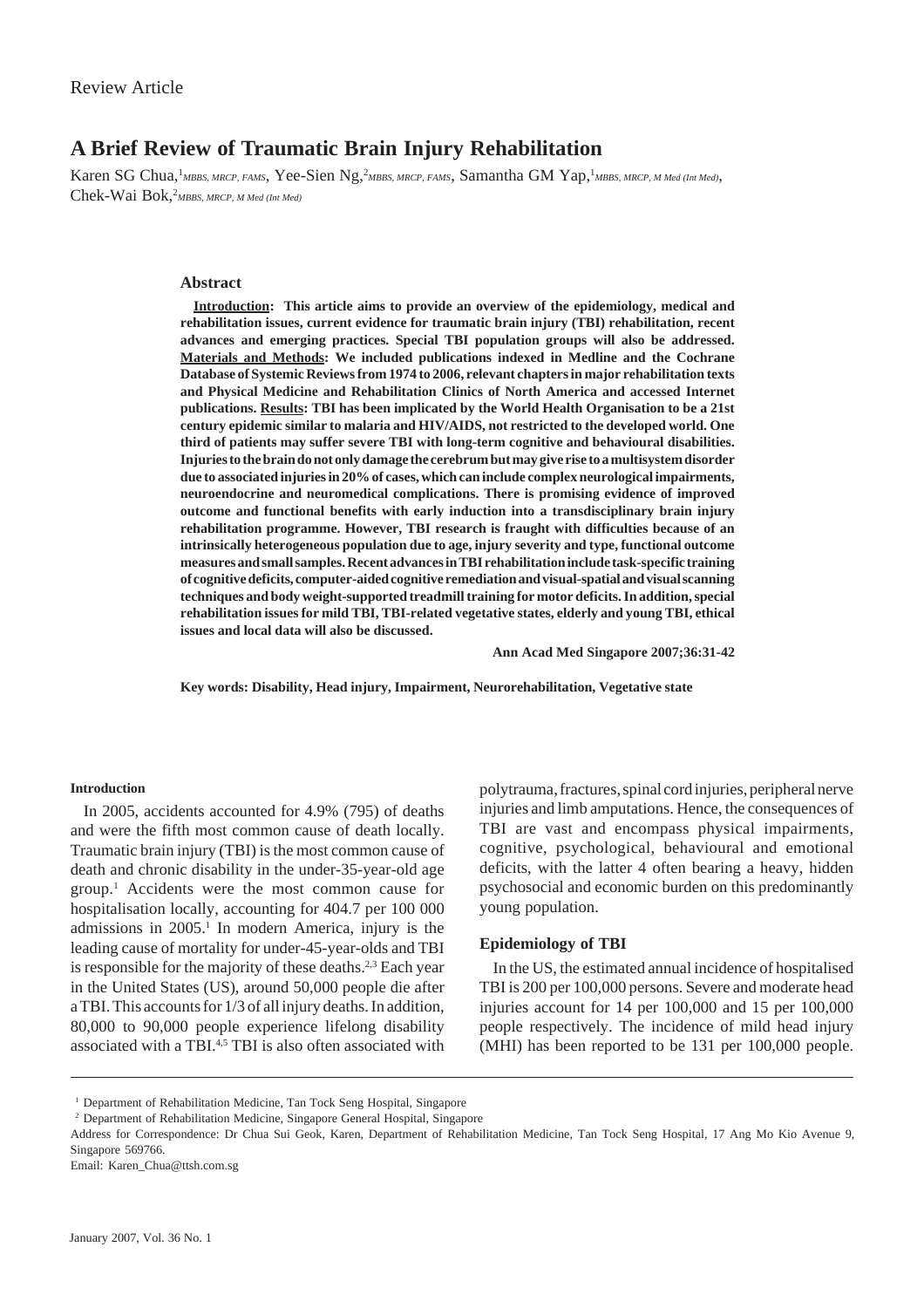Review Article

# A Brief Review of Traumatic Brain Injury Rehabilitation

Karen SG Chua,[1] *MBBS, MRCP, FAMS*, Yee-Sien Ng,[2] *MBBS, MRCP, FAMS*, Samantha GM Yap,[1] *MBBS, MRCP, M Med (Int Med)*, Chek-Wai Bok,[2] *MBBS, MRCP, M Med (Int Med)*

## Abstract

**Introduction: This article aims to provide an overview of the epidemiology, medical and rehabilitation issues, current evidence for traumatic brain injury (TBI) rehabilitation, recent advances and emerging practices. Special TBI population groups will also be addressed. Materials and Methods: We included publications indexed in Medline and the Cochrane Database of Systemic Reviews from 1974 to 2006, relevant chapters in major rehabilitation texts and Physical Medicine and Rehabilitation Clinics of North America and accessed Internet publications. Results: TBI has been implicated by the World Health Organisation to be a 21st century epidemic similar to malaria and HIV/AIDS, not restricted to the developed world. One third of patients may suffer severe TBI with long-term cognitive and behavioural disabilities. Injuries to the brain do not only damage the cerebrum but may give rise to a multisystem disorder due to associated injuries in 20% of cases, which can include complex neurological impairments, neuroendocrine and neuromedical complications. There is promising evidence of improved outcome and functional benefits with early induction into a transdisciplinary brain injury rehabilitation programme. However, TBI research is fraught with difficulties because of an intrinsically heterogeneous population due to age, injury severity and type, functional outcome measures and small samples. Recent advances in TBI rehabilitation include task-specific training of cognitive deficits, computer-aided cognitive remediation and visual-spatial and visual scanning techniques and body weight-supported treadmill training for motor deficits. In addition, special rehabilitation issues for mild TBI, TBI-related vegetative states, elderly and young TBI, ethical issues and local data will also be discussed.**

**Ann Acad Med Singapore 2007;36:31-42**

**Key words: Disability, Head injury, Impairment, Neurorehabilitation, Vegetative state**

### Introduction

In 2005, accidents accounted for 4.9% (795) of deaths and were the fifth most common cause of death locally. Traumatic brain injury (TBI) is the most common cause of death and chronic disability in the under-35-year-old age group.[1] Accidents were the most common cause for hospitalisation locally, accounting for 404.7 per 100 000 admissions in 2005.[1] In modern America, injury is the leading cause of mortality for under-45-year-olds and TBI is responsible for the majority of these deaths.[2,3] Each year in the United States (US), around 50,000 people die after a TBI. This accounts for 1/3 of all injury deaths. In addition, 80,000 to 90,000 people experience lifelong disability associated with a TBI.[4,5] TBI is also often associated with polytrauma, fractures, spinal cord injuries, peripheral nerve injuries and limb amputations. Hence, the consequences of TBI are vast and encompass physical impairments, cognitive, psychological, behavioural and emotional deficits, with the latter 4 often bearing a heavy, hidden psychosocial and economic burden on this predominantly young population.

### Epidemiology of TBI

In the US, the estimated annual incidence of hospitalised TBI is 200 per 100,000 persons. Severe and moderate head injuries account for 14 per 100,000 and 15 per 100,000 people respectively. The incidence of mild head injury (MHI) has been reported to be 131 per 100,000 people.

---

[1] Department of Rehabilitation Medicine, Tan Tock Seng Hospital, Singapore

[2] Department of Rehabilitation Medicine, Singapore General Hospital, Singapore

Address for Correspondence: Dr Chua Sui Geok, Karen, Department of Rehabilitation Medicine, Tan Tock Seng Hospital, 17 Ang Mo Kio Avenue 9, Singapore 569766.

Email: Karen_Chua@ttsh.com.sg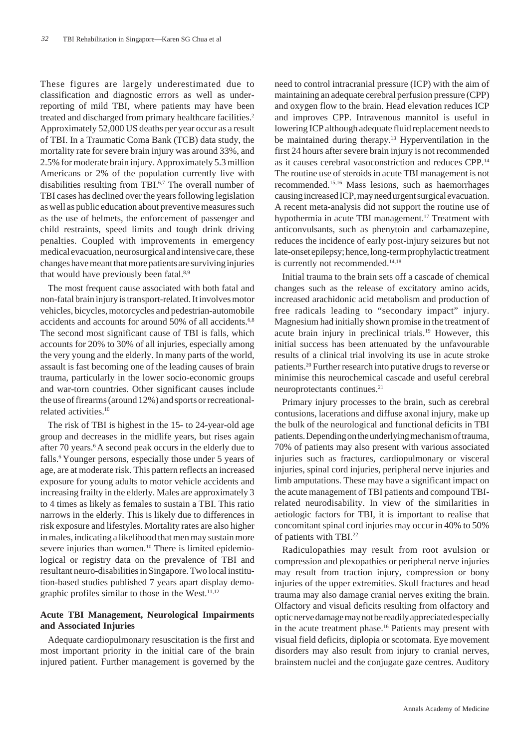These figures are largely underestimated due to classification and diagnostic errors as well as under-reporting of mild TBI, where patients may have been treated and discharged from primary healthcare facilities.[2] Approximately 52,000 US deaths per year occur as a result of TBI. In a Traumatic Coma Bank (TCB) data study, the mortality rate for severe brain injury was around 33%, and 2.5% for moderate brain injury. Approximately 5.3 million Americans or 2% of the population currently live with disabilities resulting from TBI.[6,7] The overall number of TBI cases has declined over the years following legislation as well as public education about preventive measures such as the use of helmets, the enforcement of passenger and child restraints, speed limits and tough drink driving penalties. Coupled with improvements in emergency medical evacuation, neurosurgical and intensive care, these changes have meant that more patients are surviving injuries that would have previously been fatal.[8,9]

The most frequent cause associated with both fatal and non-fatal brain injury is transport-related. It involves motor vehicles, bicycles, motorcycles and pedestrian-automobile accidents and accounts for around 50% of all accidents.[6,8] The second most significant cause of TBI is falls, which accounts for 20% to 30% of all injuries, especially among the very young and the elderly. In many parts of the world, assault is fast becoming one of the leading causes of brain trauma, particularly in the lower socio-economic groups and war-torn countries. Other significant causes include the use of firearms (around 12%) and sports or recreational-related activities.[10]

The risk of TBI is highest in the 15- to 24-year-old age group and decreases in the midlife years, but rises again after 70 years.[6] A second peak occurs in the elderly due to falls.[6] Younger persons, especially those under 5 years of age, are at moderate risk. This pattern reflects an increased exposure for young adults to motor vehicle accidents and increasing frailty in the elderly. Males are approximately 3 to 4 times as likely as females to sustain a TBI. This ratio narrows in the elderly. This is likely due to differences in risk exposure and lifestyles. Mortality rates are also higher in males, indicating a likelihood that men may sustain more severe injuries than women.[10] There is limited epidemiological or registry data on the prevalence of TBI and resultant neuro-disabilities in Singapore. Two local institution-based studies published 7 years apart display demographic profiles similar to those in the West.[11,12]

## Acute TBI Management, Neurological Impairments and Associated Injuries

Adequate cardiopulmonary resuscitation is the first and most important priority in the initial care of the brain injured patient. Further management is governed by the need to control intracranial pressure (ICP) with the aim of maintaining an adequate cerebral perfusion pressure (CPP) and oxygen flow to the brain. Head elevation reduces ICP and improves CPP. Intravenous mannitol is useful in lowering ICP although adequate fluid replacement needs to be maintained during therapy.[13] Hyperventilation in the first 24 hours after severe brain injury is not recommended as it causes cerebral vasoconstriction and reduces CPP.[14] The routine use of steroids in acute TBI management is not recommended.[15,16] Mass lesions, such as haemorrhages causing increased ICP, may need urgent surgical evacuation. A recent meta-analysis did not support the routine use of hypothermia in acute TBI management.[17] Treatment with anticonvulsants, such as phenytoin and carbamazepine, reduces the incidence of early post-injury seizures but not late-onset epilepsy; hence, long-term prophylactic treatment is currently not recommended.[14,18]

Initial trauma to the brain sets off a cascade of chemical changes such as the release of excitatory amino acids, increased arachidonic acid metabolism and production of free radicals leading to "secondary impact" injury. Magnesium had initially shown promise in the treatment of acute brain injury in preclinical trials.[19] However, this initial success has been attenuated by the unfavourable results of a clinical trial involving its use in acute stroke patients.[20] Further research into putative drugs to reverse or minimise this neurochemical cascade and useful cerebral neuroprotectants continues.[21]

Primary injury processes to the brain, such as cerebral contusions, lacerations and diffuse axonal injury, make up the bulk of the neurological and functional deficits in TBI patients. Depending on the underlying mechanism of trauma, 70% of patients may also present with various associated injuries such as fractures, cardiopulmonary or visceral injuries, spinal cord injuries, peripheral nerve injuries and limb amputations. These may have a significant impact on the acute management of TBI patients and compound TBI-related neurodisability. In view of the similarities in aetiologic factors for TBI, it is important to realise that concomitant spinal cord injuries may occur in 40% to 50% of patients with TBI.[22]

Radiculopathies may result from root avulsion or compression and plexopathies or peripheral nerve injuries may result from traction injury, compression or bony injuries of the upper extremities. Skull fractures and head trauma may also damage cranial nerves exiting the brain. Olfactory and visual deficits resulting from olfactory and optic nerve damage may not be readily appreciated especially in the acute treatment phase.[16] Patients may present with visual field deficits, diplopia or scotomata. Eye movement disorders may also result from injury to cranial nerves, brainstem nuclei and the conjugate gaze centres. Auditory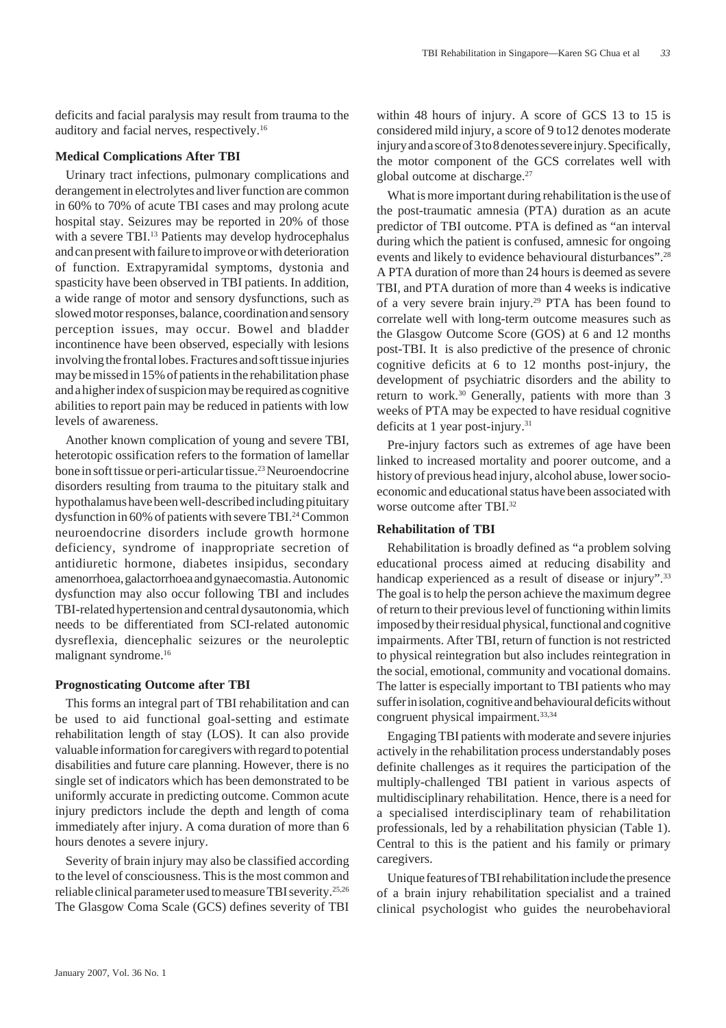deficits and facial paralysis may result from trauma to the auditory and facial nerves, respectively.[16]

### Medical Complications After TBI

Urinary tract infections, pulmonary complications and derangement in electrolytes and liver function are common in 60% to 70% of acute TBI cases and may prolong acute hospital stay. Seizures may be reported in 20% of those with a severe TBI.[13] Patients may develop hydrocephalus and can present with failure to improve or with deterioration of function. Extrapyramidal symptoms, dystonia and spasticity have been observed in TBI patients. In addition, a wide range of motor and sensory dysfunctions, such as slowed motor responses, balance, coordination and sensory perception issues, may occur. Bowel and bladder incontinence have been observed, especially with lesions involving the frontal lobes. Fractures and soft tissue injuries may be missed in 15% of patients in the rehabilitation phase and a higher index of suspicion may be required as cognitive abilities to report pain may be reduced in patients with low levels of awareness.

Another known complication of young and severe TBI, heterotopic ossification refers to the formation of lamellar bone in soft tissue or peri-articular tissue.[23] Neuroendocrine disorders resulting from trauma to the pituitary stalk and hypothalamus have been well-described including pituitary dysfunction in 60% of patients with severe TBI.[24] Common neuroendocrine disorders include growth hormone deficiency, syndrome of inappropriate secretion of antidiuretic hormone, diabetes insipidus, secondary amenorrhoea, galactorrhoea and gynaecomastia. Autonomic dysfunction may also occur following TBI and includes TBI-related hypertension and central dysautonomia, which needs to be differentiated from SCI-related autonomic dysreflexia, diencephalic seizures or the neuroleptic malignant syndrome.[16]

### Prognosticating Outcome after TBI

This forms an integral part of TBI rehabilitation and can be used to aid functional goal-setting and estimate rehabilitation length of stay (LOS). It can also provide valuable information for caregivers with regard to potential disabilities and future care planning. However, there is no single set of indicators which has been demonstrated to be uniformly accurate in predicting outcome. Common acute injury predictors include the depth and length of coma immediately after injury. A coma duration of more than 6 hours denotes a severe injury.

Severity of brain injury may also be classified according to the level of consciousness. This is the most common and reliable clinical parameter used to measure TBI severity.[25,26] The Glasgow Coma Scale (GCS) defines severity of TBI within 48 hours of injury. A score of GCS 13 to 15 is considered mild injury, a score of 9 to12 denotes moderate injury and a score of 3 to 8 denotes severe injury. Specifically, the motor component of the GCS correlates well with global outcome at discharge.[27]

What is more important during rehabilitation is the use of the post-traumatic amnesia (PTA) duration as an acute predictor of TBI outcome. PTA is defined as "an interval during which the patient is confused, amnesic for ongoing events and likely to evidence behavioural disturbances".[28] A PTA duration of more than 24 hours is deemed as severe TBI, and PTA duration of more than 4 weeks is indicative of a very severe brain injury.[29] PTA has been found to correlate well with long-term outcome measures such as the Glasgow Outcome Score (GOS) at 6 and 12 months post-TBI. It is also predictive of the presence of chronic cognitive deficits at 6 to 12 months post-injury, the development of psychiatric disorders and the ability to return to work.[30] Generally, patients with more than 3 weeks of PTA may be expected to have residual cognitive deficits at 1 year post-injury.[31]

Pre-injury factors such as extremes of age have been linked to increased mortality and poorer outcome, and a history of previous head injury, alcohol abuse, lower socio-economic and educational status have been associated with worse outcome after TBI.[32]

### Rehabilitation of TBI

Rehabilitation is broadly defined as "a problem solving educational process aimed at reducing disability and handicap experienced as a result of disease or injury".[33] The goal is to help the person achieve the maximum degree of return to their previous level of functioning within limits imposed by their residual physical, functional and cognitive impairments. After TBI, return of function is not restricted to physical reintegration but also includes reintegration in the social, emotional, community and vocational domains. The latter is especially important to TBI patients who may suffer in isolation, cognitive and behavioural deficits without congruent physical impairment.[33,34]

Engaging TBI patients with moderate and severe injuries actively in the rehabilitation process understandably poses definite challenges as it requires the participation of the multiply-challenged TBI patient in various aspects of multidisciplinary rehabilitation. Hence, there is a need for a specialised interdisciplinary team of rehabilitation professionals, led by a rehabilitation physician (Table 1). Central to this is the patient and his family or primary caregivers.

Unique features of TBI rehabilitation include the presence of a brain injury rehabilitation specialist and a trained clinical psychologist who guides the neurobehavioral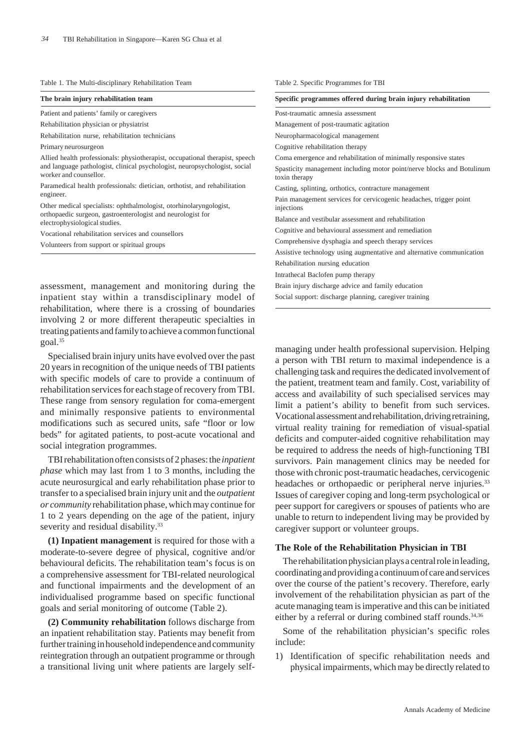Table 1. The Multi-disciplinary Rehabilitation Team

| The brain injury rehabilitation team |
|---|
| Patient and patients' family or caregivers |
| Rehabilitation physician or physiatrist |
| Rehabilitation nurse, rehabilitation technicians |
| Primary neurosurgeon |
| Allied health professionals: physiotherapist, occupational therapist, speech and language pathologist, clinical psychologist, neuropsychologist, social worker and counsellor. |
| Paramedical health professionals: dietician, orthotist, and rehabilitation engineer. |
| Other medical specialists: ophthalmologist, otorhinolaryngologist, orthopaedic surgeon, gastroenterologist and neurologist for electrophysiological studies. |
| Vocational rehabilitation services and counsellors |
| Volunteers from support or spiritual groups |

Table 2. Specific Programmes for TBI

| Specific programmes offered during brain injury rehabilitation |
|---|
| Post-traumatic amnesia assessment |
| Management of post-traumatic agitation |
| Neuropharmacological management |
| Cognitive rehabilitation therapy |
| Coma emergence and rehabilitation of minimally responsive states |
| Spasticity management including motor point/nerve blocks and Botulinum toxin therapy |
| Casting, splinting, orthotics, contracture management |
| Pain management services for cervicogenic headaches, trigger point injections |
| Balance and vestibular assessment and rehabilitation |
| Cognitive and behavioural assessment and remediation |
| Comprehensive dysphagia and speech therapy services |
| Assistive technology using augmentative and alternative communication |
| Rehabilitation nursing education |
| Intrathecal Baclofen pump therapy |
| Brain injury discharge advice and family education |
| Social support: discharge planning, caregiver training |

assessment, management and monitoring during the inpatient stay within a transdisciplinary model of rehabilitation, where there is a crossing of boundaries involving 2 or more different therapeutic specialties in treating patients and family to achieve a common functional goal.[35]

Specialised brain injury units have evolved over the past 20 years in recognition of the unique needs of TBI patients with specific models of care to provide a continuum of rehabilitation services for each stage of recovery from TBI. These range from sensory regulation for coma-emergent and minimally responsive patients to environmental modifications such as secured units, safe "floor or low beds" for agitated patients, to post-acute vocational and social integration programmes.

TBI rehabilitation often consists of 2 phases: the *inpatient phase* which may last from 1 to 3 months, including the acute neurosurgical and early rehabilitation phase prior to transfer to a specialised brain injury unit and the *outpatient or community* rehabilitation phase, which may continue for 1 to 2 years depending on the age of the patient, injury severity and residual disability.[33]

**(1) Inpatient management** is required for those with a moderate-to-severe degree of physical, cognitive and/or behavioural deficits. The rehabilitation team's focus is on a comprehensive assessment for TBI-related neurological and functional impairments and the development of an individualised programme based on specific functional goals and serial monitoring of outcome (Table 2).

**(2) Community rehabilitation** follows discharge from an inpatient rehabilitation stay. Patients may benefit from further training in household independence and community reintegration through an outpatient programme or through a transitional living unit where patients are largely self-managing under health professional supervision. Helping a person with TBI return to maximal independence is a challenging task and requires the dedicated involvement of the patient, treatment team and family. Cost, variability of access and availability of such specialised services may limit a patient's ability to benefit from such services. Vocational assessment and rehabilitation, driving retraining, virtual reality training for remediation of visual-spatial deficits and computer-aided cognitive rehabilitation may be required to address the needs of high-functioning TBI survivors. Pain management clinics may be needed for those with chronic post-traumatic headaches, cervicogenic headaches or orthopaedic or peripheral nerve injuries.[33] Issues of caregiver coping and long-term psychological or peer support for caregivers or spouses of patients who are unable to return to independent living may be provided by caregiver support or volunteer groups.

### The Role of the Rehabilitation Physician in TBI

The rehabilitation physician plays a central role in leading, coordinating and providing a continuum of care and services over the course of the patient's recovery. Therefore, early involvement of the rehabilitation physician as part of the acute managing team is imperative and this can be initiated either by a referral or during combined staff rounds.[34,36]

Some of the rehabilitation physician's specific roles include:

1) Identification of specific rehabilitation needs and physical impairments, which may be directly related to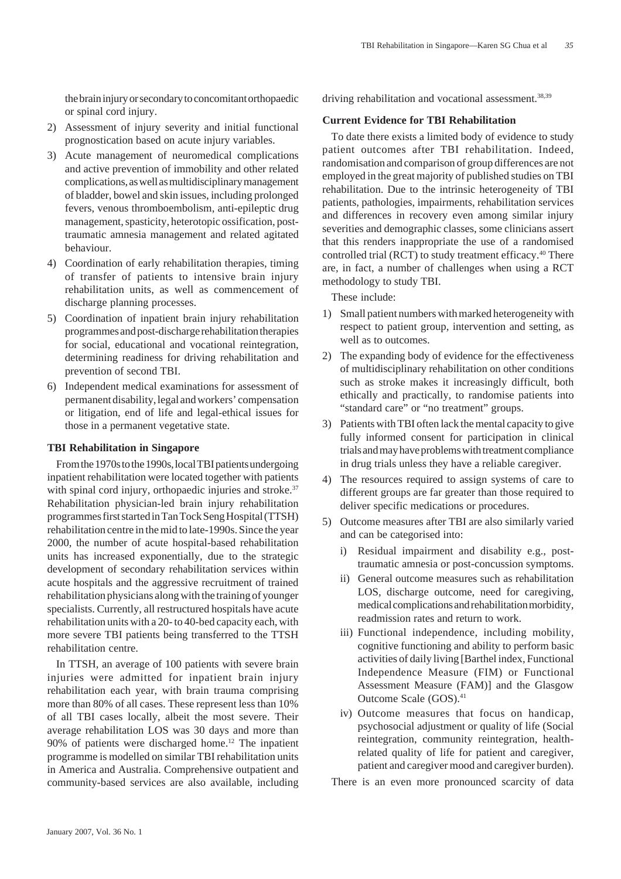the brain injury or secondary to concomitant orthopaedic or spinal cord injury.

2) Assessment of injury severity and initial functional prognostication based on acute injury variables.
3) Acute management of neuromedical complications and active prevention of immobility and other related complications, as well as multidisciplinary management of bladder, bowel and skin issues, including prolonged fevers, venous thromboembolism, anti-epileptic drug management, spasticity, heterotopic ossification, post-traumatic amnesia management and related agitated behaviour.
4) Coordination of early rehabilitation therapies, timing of transfer of patients to intensive brain injury rehabilitation units, as well as commencement of discharge planning processes.
5) Coordination of inpatient brain injury rehabilitation programmes and post-discharge rehabilitation therapies for social, educational and vocational reintegration, determining readiness for driving rehabilitation and prevention of second TBI.
6) Independent medical examinations for assessment of permanent disability, legal and workers' compensation or litigation, end of life and legal-ethical issues for those in a permanent vegetative state.

**TBI Rehabilitation in Singapore**

From the 1970s to the 1990s, local TBI patients undergoing inpatient rehabilitation were located together with patients with spinal cord injury, orthopaedic injuries and stroke.[37] Rehabilitation physician-led brain injury rehabilitation programmes first started in Tan Tock Seng Hospital (TTSH) rehabilitation centre in the mid to late-1990s. Since the year 2000, the number of acute hospital-based rehabilitation units has increased exponentially, due to the strategic development of secondary rehabilitation services within acute hospitals and the aggressive recruitment of trained rehabilitation physicians along with the training of younger specialists. Currently, all restructured hospitals have acute rehabilitation units with a 20- to 40-bed capacity each, with more severe TBI patients being transferred to the TTSH rehabilitation centre.

In TTSH, an average of 100 patients with severe brain injuries were admitted for inpatient brain injury rehabilitation each year, with brain trauma comprising more than 80% of all cases. These represent less than 10% of all TBI cases locally, albeit the most severe. Their average rehabilitation LOS was 30 days and more than 90% of patients were discharged home.[12] The inpatient programme is modelled on similar TBI rehabilitation units in America and Australia. Comprehensive outpatient and community-based services are also available, including driving rehabilitation and vocational assessment.[38,39]

**Current Evidence for TBI Rehabilitation**

To date there exists a limited body of evidence to study patient outcomes after TBI rehabilitation. Indeed, randomisation and comparison of group differences are not employed in the great majority of published studies on TBI rehabilitation. Due to the intrinsic heterogeneity of TBI patients, pathologies, impairments, rehabilitation services and differences in recovery even among similar injury severities and demographic classes, some clinicians assert that this renders inappropriate the use of a randomised controlled trial (RCT) to study treatment efficacy.[40] There are, in fact, a number of challenges when using a RCT methodology to study TBI.

These include:

1) Small patient numbers with marked heterogeneity with respect to patient group, intervention and setting, as well as to outcomes.
2) The expanding body of evidence for the effectiveness of multidisciplinary rehabilitation on other conditions such as stroke makes it increasingly difficult, both ethically and practically, to randomise patients into "standard care" or "no treatment" groups.
3) Patients with TBI often lack the mental capacity to give fully informed consent for participation in clinical trials and may have problems with treatment compliance in drug trials unless they have a reliable caregiver.
4) The resources required to assign systems of care to different groups are far greater than those required to deliver specific medications or procedures.
5) Outcome measures after TBI are also similarly varied and can be categorised into:
   i) Residual impairment and disability e.g., post-traumatic amnesia or post-concussion symptoms.
   ii) General outcome measures such as rehabilitation LOS, discharge outcome, need for caregiving, medical complications and rehabilitation morbidity, readmission rates and return to work.
   iii) Functional independence, including mobility, cognitive functioning and ability to perform basic activities of daily living [Barthel index, Functional Independence Measure (FIM) or Functional Assessment Measure (FAM)] and the Glasgow Outcome Scale (GOS).[41]
   iv) Outcome measures that focus on handicap, psychosocial adjustment or quality of life (Social reintegration, community reintegration, health-related quality of life for patient and caregiver, patient and caregiver mood and caregiver burden).

There is an even more pronounced scarcity of data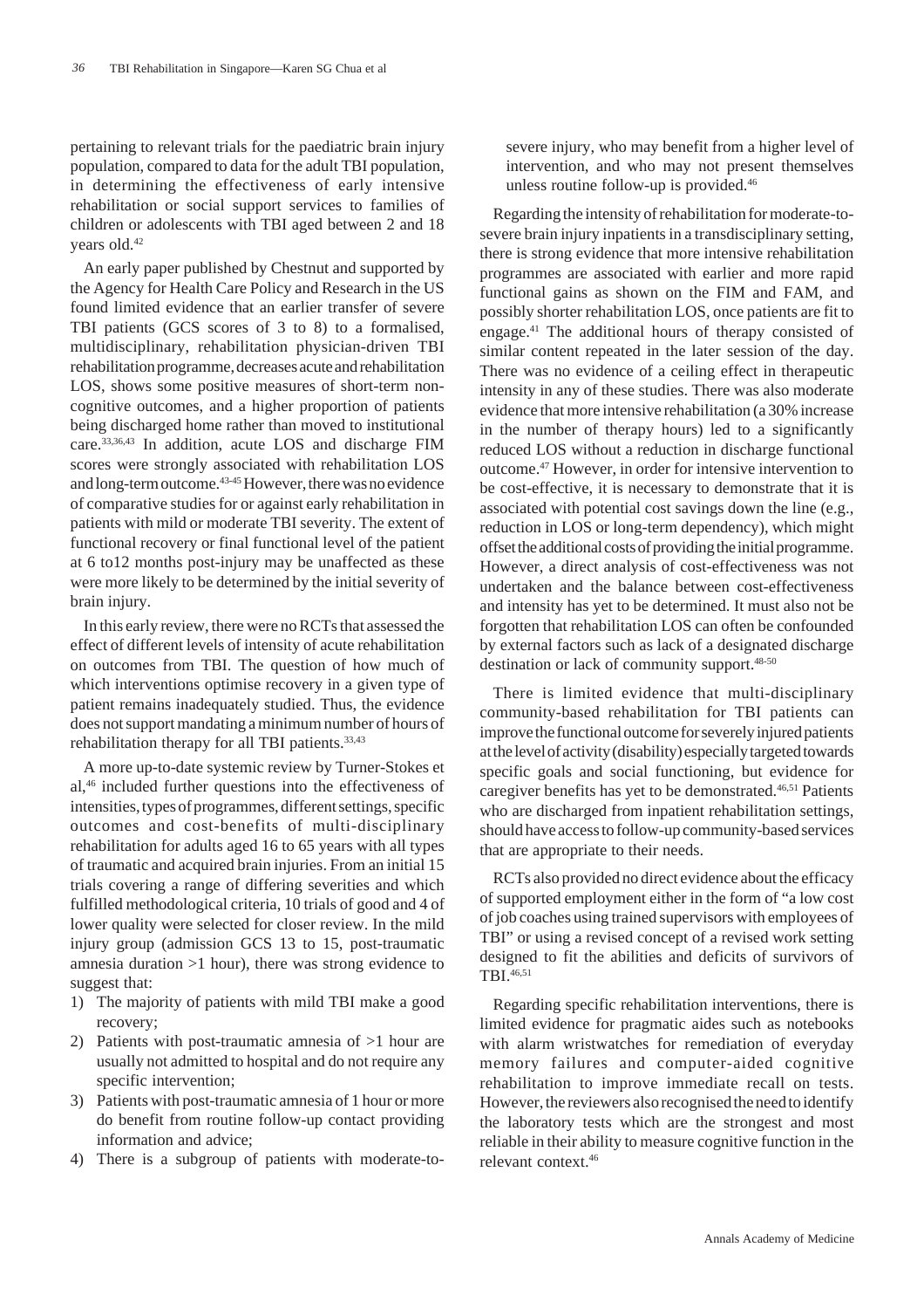pertaining to relevant trials for the paediatric brain injury population, compared to data for the adult TBI population, in determining the effectiveness of early intensive rehabilitation or social support services to families of children or adolescents with TBI aged between 2 and 18 years old.[42]

An early paper published by Chestnut and supported by the Agency for Health Care Policy and Research in the US found limited evidence that an earlier transfer of severe TBI patients (GCS scores of 3 to 8) to a formalised, multidisciplinary, rehabilitation physician-driven TBI rehabilitation programme, decreases acute and rehabilitation LOS, shows some positive measures of short-term non-cognitive outcomes, and a higher proportion of patients being discharged home rather than moved to institutional care.[33,36,43] In addition, acute LOS and discharge FIM scores were strongly associated with rehabilitation LOS and long-term outcome.[43-45] However, there was no evidence of comparative studies for or against early rehabilitation in patients with mild or moderate TBI severity. The extent of functional recovery or final functional level of the patient at 6 to12 months post-injury may be unaffected as these were more likely to be determined by the initial severity of brain injury.

In this early review, there were no RCTs that assessed the effect of different levels of intensity of acute rehabilitation on outcomes from TBI. The question of how much of which interventions optimise recovery in a given type of patient remains inadequately studied. Thus, the evidence does not support mandating a minimum number of hours of rehabilitation therapy for all TBI patients.[33,43]

A more up-to-date systemic review by Turner-Stokes et al,[46] included further questions into the effectiveness of intensities, types of programmes, different settings, specific outcomes and cost-benefits of multi-disciplinary rehabilitation for adults aged 16 to 65 years with all types of traumatic and acquired brain injuries. From an initial 15 trials covering a range of differing severities and which fulfilled methodological criteria, 10 trials of good and 4 of lower quality were selected for closer review. In the mild injury group (admission GCS 13 to 15, post-traumatic amnesia duration >1 hour), there was strong evidence to suggest that:

1) The majority of patients with mild TBI make a good recovery;
2) Patients with post-traumatic amnesia of >1 hour are usually not admitted to hospital and do not require any specific intervention;
3) Patients with post-traumatic amnesia of 1 hour or more do benefit from routine follow-up contact providing information and advice;
4) There is a subgroup of patients with moderate-to-severe injury, who may benefit from a higher level of intervention, and who may not present themselves unless routine follow-up is provided.[46]

Regarding the intensity of rehabilitation for moderate-to-severe brain injury inpatients in a transdisciplinary setting, there is strong evidence that more intensive rehabilitation programmes are associated with earlier and more rapid functional gains as shown on the FIM and FAM, and possibly shorter rehabilitation LOS, once patients are fit to engage.[41] The additional hours of therapy consisted of similar content repeated in the later session of the day. There was no evidence of a ceiling effect in therapeutic intensity in any of these studies. There was also moderate evidence that more intensive rehabilitation (a 30% increase in the number of therapy hours) led to a significantly reduced LOS without a reduction in discharge functional outcome.[47] However, in order for intensive intervention to be cost-effective, it is necessary to demonstrate that it is associated with potential cost savings down the line (e.g., reduction in LOS or long-term dependency), which might offset the additional costs of providing the initial programme. However, a direct analysis of cost-effectiveness was not undertaken and the balance between cost-effectiveness and intensity has yet to be determined. It must also not be forgotten that rehabilitation LOS can often be confounded by external factors such as lack of a designated discharge destination or lack of community support.[48-50]

There is limited evidence that multi-disciplinary community-based rehabilitation for TBI patients can improve the functional outcome for severely injured patients at the level of activity (disability) especially targeted towards specific goals and social functioning, but evidence for caregiver benefits has yet to be demonstrated.[46,51] Patients who are discharged from inpatient rehabilitation settings, should have access to follow-up community-based services that are appropriate to their needs.

RCTs also provided no direct evidence about the efficacy of supported employment either in the form of "a low cost of job coaches using trained supervisors with employees of TBI" or using a revised concept of a revised work setting designed to fit the abilities and deficits of survivors of TBI.[46,51]

Regarding specific rehabilitation interventions, there is limited evidence for pragmatic aides such as notebooks with alarm wristwatches for remediation of everyday memory failures and computer-aided cognitive rehabilitation to improve immediate recall on tests. However, the reviewers also recognised the need to identify the laboratory tests which are the strongest and most reliable in their ability to measure cognitive function in the relevant context.[46]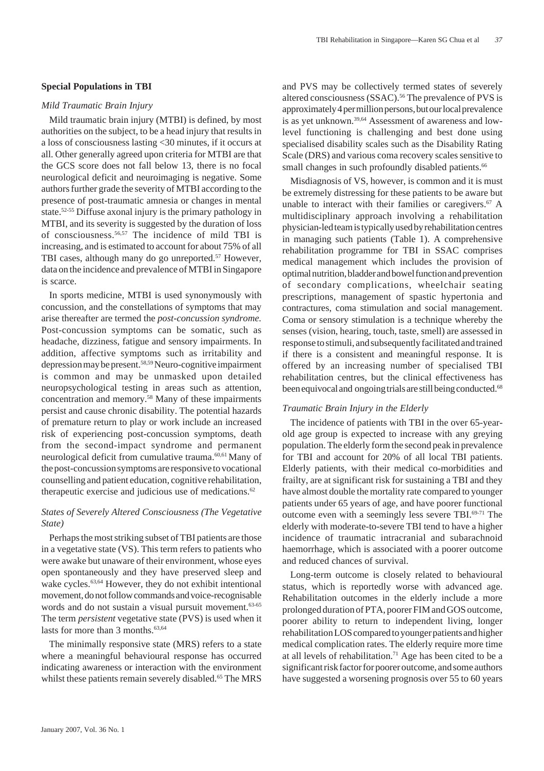### Special Populations in TBI

#### *Mild Traumatic Brain Injury*

Mild traumatic brain injury (MTBI) is defined, by most authorities on the subject, to be a head injury that results in a loss of consciousness lasting <30 minutes, if it occurs at all. Other generally agreed upon criteria for MTBI are that the GCS score does not fall below 13, there is no focal neurological deficit and neuroimaging is negative. Some authors further grade the severity of MTBI according to the presence of post-traumatic amnesia or changes in mental state.[52-55] Diffuse axonal injury is the primary pathology in MTBI, and its severity is suggested by the duration of loss of consciousness.[56,57] The incidence of mild TBI is increasing, and is estimated to account for about 75% of all TBI cases, although many do go unreported.[57] However, data on the incidence and prevalence of MTBI in Singapore is scarce.

In sports medicine, MTBI is used synonymously with concussion, and the constellations of symptoms that may arise thereafter are termed the *post-concussion syndrome.* Post-concussion symptoms can be somatic, such as headache, dizziness, fatigue and sensory impairments. In addition, affective symptoms such as irritability and depression may be present.[58,59] Neuro-cognitive impairment is common and may be unmasked upon detailed neuropsychological testing in areas such as attention, concentration and memory.[58] Many of these impairments persist and cause chronic disability. The potential hazards of premature return to play or work include an increased risk of experiencing post-concussion symptoms, death from the second-impact syndrome and permanent neurological deficit from cumulative trauma.[60,61] Many of the post-concussion symptoms are responsive to vocational counselling and patient education, cognitive rehabilitation, therapeutic exercise and judicious use of medications.[62]

#### *States of Severely Altered Consciousness (The Vegetative State)*

Perhaps the most striking subset of TBI patients are those in a vegetative state (VS). This term refers to patients who were awake but unaware of their environment, whose eyes open spontaneously and they have preserved sleep and wake cycles.[63,64] However, they do not exhibit intentional movement, do not follow commands and voice-recognisable words and do not sustain a visual pursuit movement.[63-65] The term *persistent* vegetative state (PVS) is used when it lasts for more than 3 months.[63,64]

The minimally responsive state (MRS) refers to a state where a meaningful behavioural response has occurred indicating awareness or interaction with the environment whilst these patients remain severely disabled.[65] The MRS and PVS may be collectively termed states of severely altered consciousness (SSAC).[56] The prevalence of PVS is approximately 4 per million persons, but our local prevalence is as yet unknown.[39,64] Assessment of awareness and low-level functioning is challenging and best done using specialised disability scales such as the Disability Rating Scale (DRS) and various coma recovery scales sensitive to small changes in such profoundly disabled patients.[66]

Misdiagnosis of VS, however, is common and it is must be extremely distressing for these patients to be aware but unable to interact with their families or caregivers.[67] A multidisciplinary approach involving a rehabilitation physician-led team is typically used by rehabilitation centres in managing such patients (Table 1). A comprehensive rehabilitation programme for TBI in SSAC comprises medical management which includes the provision of optimal nutrition, bladder and bowel function and prevention of secondary complications, wheelchair seating prescriptions, management of spastic hypertonia and contractures, coma stimulation and social management. Coma or sensory stimulation is a technique whereby the senses (vision, hearing, touch, taste, smell) are assessed in response to stimuli, and subsequently facilitated and trained if there is a consistent and meaningful response. It is offered by an increasing number of specialised TBI rehabilitation centres, but the clinical effectiveness has been equivocal and ongoing trials are still being conducted.[68]

#### *Traumatic Brain Injury in the Elderly*

The incidence of patients with TBI in the over 65-year-old age group is expected to increase with any greying population. The elderly form the second peak in prevalence for TBI and account for 20% of all local TBI patients. Elderly patients, with their medical co-morbidities and frailty, are at significant risk for sustaining a TBI and they have almost double the mortality rate compared to younger patients under 65 years of age, and have poorer functional outcome even with a seemingly less severe TBI.[69-71] The elderly with moderate-to-severe TBI tend to have a higher incidence of traumatic intracranial and subarachnoid haemorrhage, which is associated with a poorer outcome and reduced chances of survival.

Long-term outcome is closely related to behavioural status, which is reportedly worse with advanced age. Rehabilitation outcomes in the elderly include a more prolonged duration of PTA, poorer FIM and GOS outcome, poorer ability to return to independent living, longer rehabilitation LOS compared to younger patients and higher medical complication rates. The elderly require more time at all levels of rehabilitation.[71] Age has been cited to be a significant risk factor for poorer outcome, and some authors have suggested a worsening prognosis over 55 to 60 years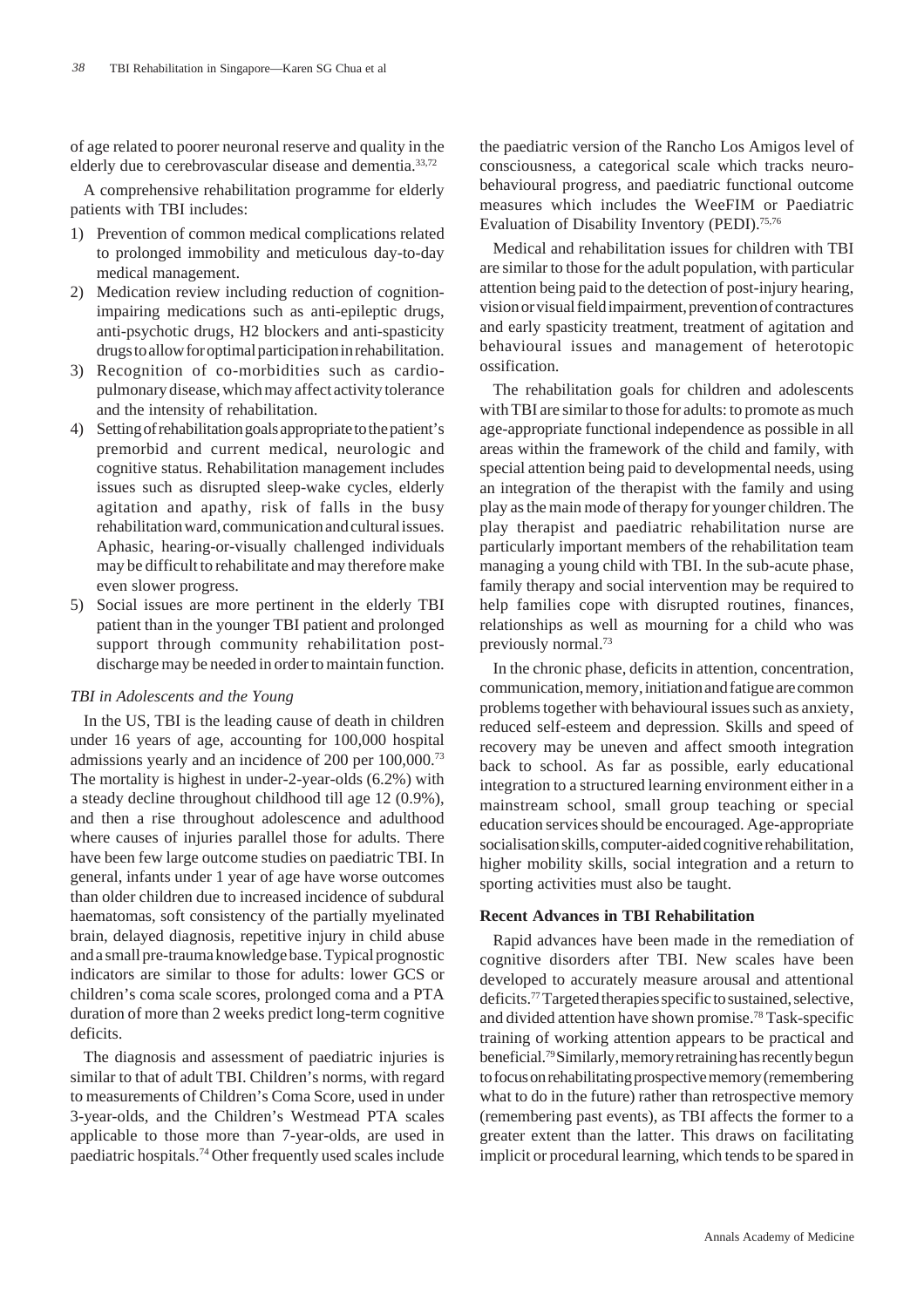of age related to poorer neuronal reserve and quality in the elderly due to cerebrovascular disease and dementia.[33,72]

A comprehensive rehabilitation programme for elderly patients with TBI includes:

1) Prevention of common medical complications related to prolonged immobility and meticulous day-to-day medical management.
2) Medication review including reduction of cognition-impairing medications such as anti-epileptic drugs, anti-psychotic drugs, H2 blockers and anti-spasticity drugs to allow for optimal participation in rehabilitation.
3) Recognition of co-morbidities such as cardio-pulmonary disease, which may affect activity tolerance and the intensity of rehabilitation.
4) Setting of rehabilitation goals appropriate to the patient's premorbid and current medical, neurologic and cognitive status. Rehabilitation management includes issues such as disrupted sleep-wake cycles, elderly agitation and apathy, risk of falls in the busy rehabilitation ward, communication and cultural issues. Aphasic, hearing-or-visually challenged individuals may be difficult to rehabilitate and may therefore make even slower progress.
5) Social issues are more pertinent in the elderly TBI patient than in the younger TBI patient and prolonged support through community rehabilitation post-discharge may be needed in order to maintain function.

### *TBI in Adolescents and the Young*

In the US, TBI is the leading cause of death in children under 16 years of age, accounting for 100,000 hospital admissions yearly and an incidence of 200 per 100,000.[73] The mortality is highest in under-2-year-olds (6.2%) with a steady decline throughout childhood till age 12 (0.9%), and then a rise throughout adolescence and adulthood where causes of injuries parallel those for adults. There have been few large outcome studies on paediatric TBI. In general, infants under 1 year of age have worse outcomes than older children due to increased incidence of subdural haematomas, soft consistency of the partially myelinated brain, delayed diagnosis, repetitive injury in child abuse and a small pre-trauma knowledge base. Typical prognostic indicators are similar to those for adults: lower GCS or children's coma scale scores, prolonged coma and a PTA duration of more than 2 weeks predict long-term cognitive deficits.

The diagnosis and assessment of paediatric injuries is similar to that of adult TBI. Children's norms, with regard to measurements of Children's Coma Score, used in under 3-year-olds, and the Children's Westmead PTA scales applicable to those more than 7-year-olds, are used in paediatric hospitals.[74] Other frequently used scales include the paediatric version of the Rancho Los Amigos level of consciousness, a categorical scale which tracks neuro-behavioural progress, and paediatric functional outcome measures which includes the WeeFIM or Paediatric Evaluation of Disability Inventory (PEDI).[75,76]

Medical and rehabilitation issues for children with TBI are similar to those for the adult population, with particular attention being paid to the detection of post-injury hearing, vision or visual field impairment, prevention of contractures and early spasticity treatment, treatment of agitation and behavioural issues and management of heterotopic ossification.

The rehabilitation goals for children and adolescents with TBI are similar to those for adults: to promote as much age-appropriate functional independence as possible in all areas within the framework of the child and family, with special attention being paid to developmental needs, using an integration of the therapist with the family and using play as the main mode of therapy for younger children. The play therapist and paediatric rehabilitation nurse are particularly important members of the rehabilitation team managing a young child with TBI. In the sub-acute phase, family therapy and social intervention may be required to help families cope with disrupted routines, finances, relationships as well as mourning for a child who was previously normal.[73]

In the chronic phase, deficits in attention, concentration, communication, memory, initiation and fatigue are common problems together with behavioural issues such as anxiety, reduced self-esteem and depression. Skills and speed of recovery may be uneven and affect smooth integration back to school. As far as possible, early educational integration to a structured learning environment either in a mainstream school, small group teaching or special education services should be encouraged. Age-appropriate socialisation skills, computer-aided cognitive rehabilitation, higher mobility skills, social integration and a return to sporting activities must also be taught.

## **Recent Advances in TBI Rehabilitation**

Rapid advances have been made in the remediation of cognitive disorders after TBI. New scales have been developed to accurately measure arousal and attentional deficits.[77] Targeted therapies specific to sustained, selective, and divided attention have shown promise.[78] Task-specific training of working attention appears to be practical and beneficial.[79] Similarly, memory retraining has recently begun to focus on rehabilitating prospective memory (remembering what to do in the future) rather than retrospective memory (remembering past events), as TBI affects the former to a greater extent than the latter. This draws on facilitating implicit or procedural learning, which tends to be spared in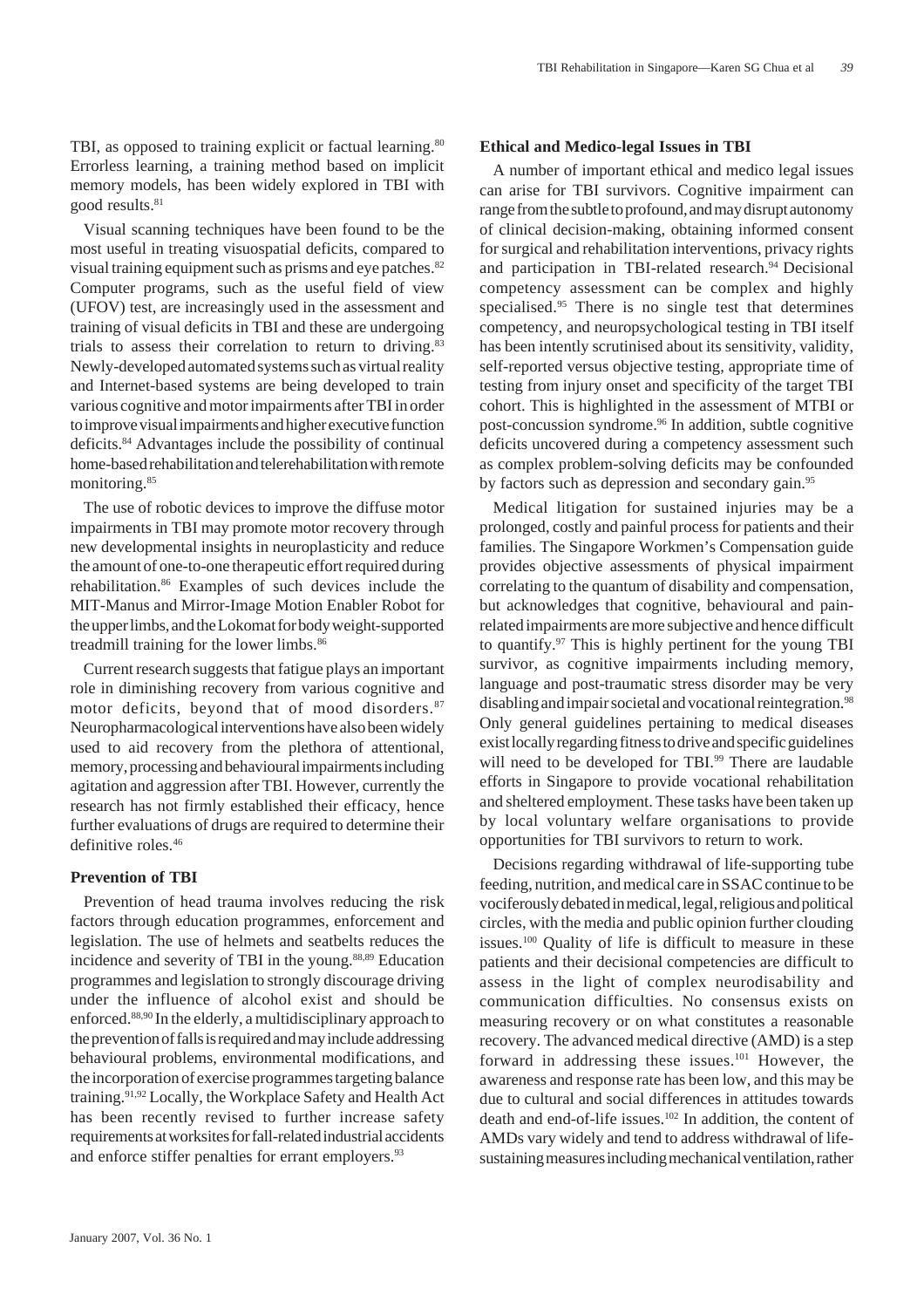TBI, as opposed to training explicit or factual learning.[80] Errorless learning, a training method based on implicit memory models, has been widely explored in TBI with good results.[81]

Visual scanning techniques have been found to be the most useful in treating visuospatial deficits, compared to visual training equipment such as prisms and eye patches.[82] Computer programs, such as the useful field of view (UFOV) test, are increasingly used in the assessment and training of visual deficits in TBI and these are undergoing trials to assess their correlation to return to driving.[83] Newly-developed automated systems such as virtual reality and Internet-based systems are being developed to train various cognitive and motor impairments after TBI in order to improve visual impairments and higher executive function deficits.[84] Advantages include the possibility of continual home-based rehabilitation and telerehabilitation with remote monitoring.[85]

The use of robotic devices to improve the diffuse motor impairments in TBI may promote motor recovery through new developmental insights in neuroplasticity and reduce the amount of one-to-one therapeutic effort required during rehabilitation.[86] Examples of such devices include the MIT-Manus and Mirror-Image Motion Enabler Robot for the upper limbs, and the Lokomat for body weight-supported treadmill training for the lower limbs.[86]

Current research suggests that fatigue plays an important role in diminishing recovery from various cognitive and motor deficits, beyond that of mood disorders.[87] Neuropharmacological interventions have also been widely used to aid recovery from the plethora of attentional, memory, processing and behavioural impairments including agitation and aggression after TBI. However, currently the research has not firmly established their efficacy, hence further evaluations of drugs are required to determine their definitive roles.[46]

### Prevention of TBI

Prevention of head trauma involves reducing the risk factors through education programmes, enforcement and legislation. The use of helmets and seatbelts reduces the incidence and severity of TBI in the young.[88,89] Education programmes and legislation to strongly discourage driving under the influence of alcohol exist and should be enforced.[88,90] In the elderly, a multidisciplinary approach to the prevention of falls is required and may include addressing behavioural problems, environmental modifications, and the incorporation of exercise programmes targeting balance training.[91,92] Locally, the Workplace Safety and Health Act has been recently revised to further increase safety requirements at worksites for fall-related industrial accidents and enforce stiffer penalties for errant employers.[93]

### Ethical and Medico-legal Issues in TBI

A number of important ethical and medico legal issues can arise for TBI survivors. Cognitive impairment can range from the subtle to profound, and may disrupt autonomy of clinical decision-making, obtaining informed consent for surgical and rehabilitation interventions, privacy rights and participation in TBI-related research.[94] Decisional competency assessment can be complex and highly specialised.[95] There is no single test that determines competency, and neuropsychological testing in TBI itself has been intently scrutinised about its sensitivity, validity, self-reported versus objective testing, appropriate time of testing from injury onset and specificity of the target TBI cohort. This is highlighted in the assessment of MTBI or post-concussion syndrome.[96] In addition, subtle cognitive deficits uncovered during a competency assessment such as complex problem-solving deficits may be confounded by factors such as depression and secondary gain.[95]

Medical litigation for sustained injuries may be a prolonged, costly and painful process for patients and their families. The Singapore Workmen's Compensation guide provides objective assessments of physical impairment correlating to the quantum of disability and compensation, but acknowledges that cognitive, behavioural and pain-related impairments are more subjective and hence difficult to quantify.[97] This is highly pertinent for the young TBI survivor, as cognitive impairments including memory, language and post-traumatic stress disorder may be very disabling and impair societal and vocational reintegration.[98] Only general guidelines pertaining to medical diseases exist locally regarding fitness to drive and specific guidelines will need to be developed for TBI.[99] There are laudable efforts in Singapore to provide vocational rehabilitation and sheltered employment. These tasks have been taken up by local voluntary welfare organisations to provide opportunities for TBI survivors to return to work.

Decisions regarding withdrawal of life-supporting tube feeding, nutrition, and medical care in SSAC continue to be vociferously debated in medical, legal, religious and political circles, with the media and public opinion further clouding issues.[100] Quality of life is difficult to measure in these patients and their decisional competencies are difficult to assess in the light of complex neurodisability and communication difficulties. No consensus exists on measuring recovery or on what constitutes a reasonable recovery. The advanced medical directive (AMD) is a step forward in addressing these issues.[101] However, the awareness and response rate has been low, and this may be due to cultural and social differences in attitudes towards death and end-of-life issues.[102] In addition, the content of AMDs vary widely and tend to address withdrawal of life-sustaining measures including mechanical ventilation, rather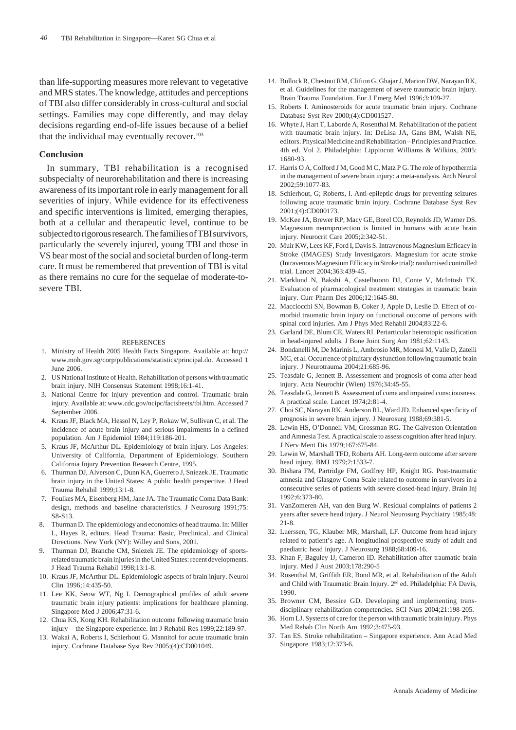than life-supporting measures more relevant to vegetative and MRS states. The knowledge, attitudes and perceptions of TBI also differ considerably in cross-cultural and social settings. Families may cope differently, and may delay decisions regarding end-of-life issues because of a belief that the individual may eventually recover.[103]

## Conclusion

In summary, TBI rehabilitation is a recognised subspecialty of neurorehabilitation and there is increasing awareness of its important role in early management for all severities of injury. While evidence for its effectiveness and specific interventions is limited, emerging therapies, both at a cellular and therapeutic level, continue to be subjected to rigorous research. The families of TBI survivors, particularly the severely injured, young TBI and those in VS bear most of the social and societal burden of long-term care. It must be remembered that prevention of TBI is vital as there remains no cure for the sequelae of moderate-to-severe TBI.

### REFERENCES

1. Ministry of Health 2005 Health Facts Singapore. Available at: http://www.moh.gov.sg/corp/publications/statistics/principal.do. Accessed 1 June 2006.
2. US National Institute of Health. Rehabilitation of persons with traumatic brain injury. NIH Consensus Statement 1998;16:1-41.
3. National Centre for injury prevention and control. Traumatic brain injury. Available at: www.cdc.gov/ncipc/factsheets/tbi.htm. Accessed 7 September 2006.
4. Kraus JF, Black MA, Hessol N, Ley P, Rokaw W, Sullivan C, et al. The incidence of acute brain injury and serious impairments in a defined population. Am J Epidemiol 1984;119:186-201.
5. Kraus JF, McArthur DL. Epidemiology of brain injury. Los Angeles: University of California, Department of Epidemiology. Southern California Injury Prevention Research Centre, 1995.
6. Thurman DJ, Alverson C, Dunn KA, Guerrero J, Sniezek JE. Traumatic brain injury in the United States: A public health perspective. J Head Trauma Rehabil 1999;13:1-8.
7. Foulkes MA, Eisenberg HM, Jane JA. The Traumatic Coma Data Bank: design, methods and baseline characteristics. J Neurosurg 1991;75: S8-S13.
8. Thurman D. The epidemiology and economics of head trauma. In: Miller L, Hayes R, editors. Head Trauma: Basic, Preclinical, and Clinical Directions. New York (NY): Willey and Sons, 2001.
9. Thurman DJ, Branche CM, Sniezek JE. The epidemiology of sports-related traumatic brain injuries in the United States: recent developments. J Head Trauma Rehabil 1998;13:1-8.
10. Kraus JF, McArthur DL. Epidemiologic aspects of brain injury. Neurol Clin 1996;14:435-50.
11. Lee KK, Seow WT, Ng I. Demographical profiles of adult severe traumatic brain injury patients: implications for healthcare planning. Singapore Med J 2006;47:31-6.
12. Chua KS, Kong KH. Rehabilitation outcome following traumatic brain injury – the Singapore experience. Int J Rehabil Res 1999;22:189-97.
13. Wakai A, Roberts I, Schierhout G. Mannitol for acute traumatic brain injury. Cochrane Database Syst Rev 2005;(4):CD001049.
14. Bullock R, Chestnut RM, Clifton G, Ghajar J, Marion DW, Narayan RK, et al. Guidelines for the management of severe traumatic brain injury. Brain Trauma Foundation. Eur J Emerg Med 1996;3:109-27.
15. Roberts I. Aminosteroids for acute traumatic brain injury. Cochrane Database Syst Rev 2000;(4):CD001527.
16. Whyte J, Hart T, Laborde A, Rosenthal M. Rehabilitation of the patient with traumatic brain injury. In: DeLisa JA, Gans BM, Walsh NE, editors. Physical Medicine and Rehabilitation – Principles and Practice. 4th ed. Vol 2. Philadelphia: Lippincott Williams & Wilkins, 2005: 1680-93.
17. Harris O A, Colford J M, Good M C, Matz P G. The role of hypothermia in the management of severe brain injury: a meta-analysis. Arch Neurol 2002;59:1077-83.
18. Schierhout, G; Roberts, I. Anti-epileptic drugs for preventing seizures following acute traumatic brain injury. Cochrane Database Syst Rev 2001;(4):CD000173.
19. McKee JA, Brewer RP, Macy GE, Borel CO, Reynolds JD, Warner DS. Magnesium neuroprotection is limited in humans with acute brain injury. Neurocrit Care 2005;2:342-51.
20. Muir KW, Lees KF, Ford I, Davis S. Intravenous Magnesium Efficacy in Stroke (IMAGES) Study Investigators. Magnesium for acute stroke (Intravenous Magnesium Efficacy in Stroke trial): randomised controlled trial. Lancet 2004;363:439-45.
21. Marklund N, Bakshi A, Castelbuono DJ, Conte V, McIntosh TK. Evaluation of pharmacological treatment strategies in traumatic brain injury. Curr Pharm Des 2006;12:1645-80.
22. Macciocchi SN, Bowman B, Coker J, Apple D, Leslie D. Effect of co-morbid traumatic brain injury on functional outcome of persons with spinal cord injuries. Am J Phys Med Rehabil 2004;83:22-6.
23. Garland DE, Blum CE, Waters RI. Periarticular heterotopic ossification in head-injured adults. J Bone Joint Surg Am 1981;62:1143.
24. Bondanelli M, De Marinis L, Ambrosio MR, Monesi M, Valle D, Zatelli MC, et al. Occurrence of pituitary dysfunction following traumatic brain injury. J Neurotrauma 2004;21:685-96.
25. Teasdale G, Jennett B. Assessement and prognosis of coma after head injury. Acta Neurochir (Wien) 1976;34:45-55.
26. Teasdale G, Jennett B. Assessment of coma and impaired consciousness. A practical scale. Lancet 1974;2:81-4.
27. Choi SC, Narayan RK, Anderson RL, Ward JD. Enhanced specificity of prognosis in severe brain injury. J Neurosurg 1988;69:381-5.
28. Lewin HS, O'Donnell VM, Grossman RG. The Galveston Orientation and Amnesia Test. A practical scale to assess cognition after head injury. J Nerv Ment Dis 1979;167:675-84.
29. Lewin W, Marshall TFD, Roberts AH. Long-term outcome after severe head injury. BMJ 1979;2:1533-7.
30. Bishara FM, Partridge FM, Godfrey HP, Knight RG. Post-traumatic amnesia and Glasgow Coma Scale related to outcome in survivors in a consecutive series of patients with severe closed-head injury. Brain Inj 1992;6:373-80.
31. VanZomeren AH, van den Burg W. Residual complaints of patients 2 years after severe head injury. J Neurol Neurosurg Psychiatry 1985;48: 21-8.
32. Luerssen, TG, Klauber MR, Marshall, LF. Outcome from head injury related to patient's age. A longitudinal prospective study of adult and paediatric head injury. J Neurosurg 1988;68:409-16.
33. Khan F, Baguley IJ, Cameron ID. Rehabilitation after traumatic brain injury. Med J Aust 2003;178:290-5
34. Rosenthal M, Griffith ER, Bond MR, et al. Rehabilitation of the Adult and Child with Traumatic Brain Injury. 2nd ed. Philadelphia: FA Davis, 1990.
35. Browner CM, Bessire GD. Developing and implementing trans-disciplinary rehabilitation competencies. SCI Nurs 2004;21:198-205.
36. Horn LJ. Systems of care for the person with traumatic brain injury. Phys Med Rehab Clin North Am 1992;3:475-93.
37. Tan ES. Stroke rehabilitation – Singapore experience. Ann Acad Med Singapore 1983;12:373-6.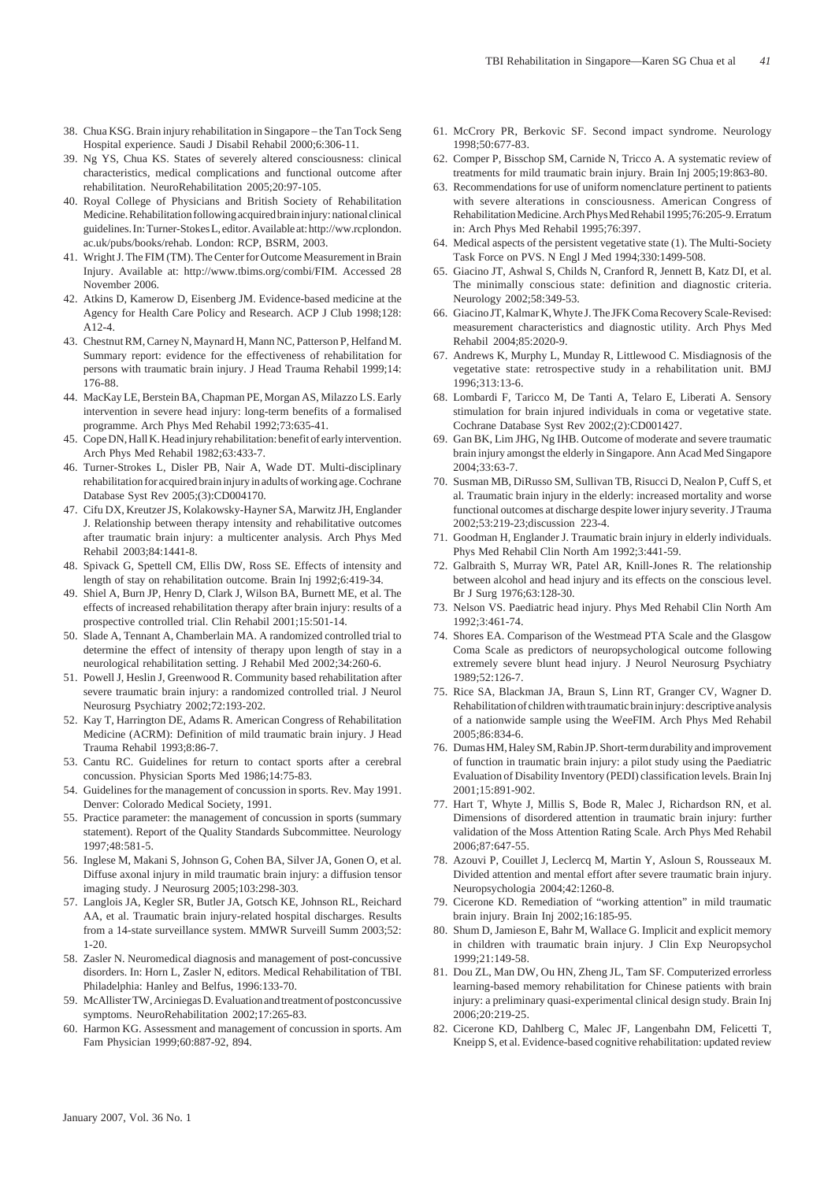38. Chua KSG. Brain injury rehabilitation in Singapore – the Tan Tock Seng Hospital experience. Saudi J Disabil Rehabil 2000;6:306-11.
39. Ng YS, Chua KS. States of severely altered consciousness: clinical characteristics, medical complications and functional outcome after rehabilitation. NeuroRehabilitation 2005;20:97-105.
40. Royal College of Physicians and British Society of Rehabilitation Medicine. Rehabilitation following acquired brain injury: national clinical guidelines. In: Turner-Stokes L, editor. Available at: http://ww.rcplondon.ac.uk/pubs/books/rehab. London: RCP, BSRM, 2003.
41. Wright J. The FIM (TM). The Center for Outcome Measurement in Brain Injury. Available at: http://www.tbims.org/combi/FIM. Accessed 28 November 2006.
42. Atkins D, Kamerow D, Eisenberg JM. Evidence-based medicine at the Agency for Health Care Policy and Research. ACP J Club 1998;128: A12-4.
43. Chestnut RM, Carney N, Maynard H, Mann NC, Patterson P, Helfand M. Summary report: evidence for the effectiveness of rehabilitation for persons with traumatic brain injury. J Head Trauma Rehabil 1999;14: 176-88.
44. MacKay LE, Berstein BA, Chapman PE, Morgan AS, Milazzo LS. Early intervention in severe head injury: long-term benefits of a formalised programme. Arch Phys Med Rehabil 1992;73:635-41.
45. Cope DN, Hall K. Head injury rehabilitation: benefit of early intervention. Arch Phys Med Rehabil 1982;63:433-7.
46. Turner-Strokes L, Disler PB, Nair A, Wade DT. Multi-disciplinary rehabilitation for acquired brain injury in adults of working age. Cochrane Database Syst Rev 2005;(3):CD004170.
47. Cifu DX, Kreutzer JS, Kolakowsky-Hayner SA, Marwitz JH, Englander J. Relationship between therapy intensity and rehabilitative outcomes after traumatic brain injury: a multicenter analysis. Arch Phys Med Rehabil 2003;84:1441-8.
48. Spivack G, Spettell CM, Ellis DW, Ross SE. Effects of intensity and length of stay on rehabilitation outcome. Brain Inj 1992;6:419-34.
49. Shiel A, Burn JP, Henry D, Clark J, Wilson BA, Burnett ME, et al. The effects of increased rehabilitation therapy after brain injury: results of a prospective controlled trial. Clin Rehabil 2001;15:501-14.
50. Slade A, Tennant A, Chamberlain MA. A randomized controlled trial to determine the effect of intensity of therapy upon length of stay in a neurological rehabilitation setting. J Rehabil Med 2002;34:260-6.
51. Powell J, Heslin J, Greenwood R. Community based rehabilitation after severe traumatic brain injury: a randomized controlled trial. J Neurol Neurosurg Psychiatry 2002;72:193-202.
52. Kay T, Harrington DE, Adams R. American Congress of Rehabilitation Medicine (ACRM): Definition of mild traumatic brain injury. J Head Trauma Rehabil 1993;8:86-7.
53. Cantu RC. Guidelines for return to contact sports after a cerebral concussion. Physician Sports Med 1986;14:75-83.
54. Guidelines for the management of concussion in sports. Rev. May 1991. Denver: Colorado Medical Society, 1991.
55. Practice parameter: the management of concussion in sports (summary statement). Report of the Quality Standards Subcommittee. Neurology 1997;48:581-5.
56. Inglese M, Makani S, Johnson G, Cohen BA, Silver JA, Gonen O, et al. Diffuse axonal injury in mild traumatic brain injury: a diffusion tensor imaging study. J Neurosurg 2005;103:298-303.
57. Langlois JA, Kegler SR, Butler JA, Gotsch KE, Johnson RL, Reichard AA, et al. Traumatic brain injury-related hospital discharges. Results from a 14-state surveillance system. MMWR Surveill Summ 2003;52: 1-20.
58. Zasler N. Neuromedical diagnosis and management of post-concussive disorders. In: Horn L, Zasler N, editors. Medical Rehabilitation of TBI. Philadelphia: Hanley and Belfus, 1996:133-70.
59. McAllister TW, Arciniegas D. Evaluation and treatment of postconcussive symptoms. NeuroRehabilitation 2002;17:265-83.
60. Harmon KG. Assessment and management of concussion in sports. Am Fam Physician 1999;60:887-92, 894.
61. McCrory PR, Berkovic SF. Second impact syndrome. Neurology 1998;50:677-83.
62. Comper P, Bisschop SM, Carnide N, Tricco A. A systematic review of treatments for mild traumatic brain injury. Brain Inj 2005;19:863-80.
63. Recommendations for use of uniform nomenclature pertinent to patients with severe alterations in consciousness. American Congress of Rehabilitation Medicine. Arch Phys Med Rehabil 1995;76:205-9. Erratum in: Arch Phys Med Rehabil 1995;76:397.
64. Medical aspects of the persistent vegetative state (1). The Multi-Society Task Force on PVS. N Engl J Med 1994;330:1499-508.
65. Giacino JT, Ashwal S, Childs N, Cranford R, Jennett B, Katz DI, et al. The minimally conscious state: definition and diagnostic criteria. Neurology 2002;58:349-53.
66. Giacino JT, Kalmar K, Whyte J. The JFK Coma Recovery Scale-Revised: measurement characteristics and diagnostic utility. Arch Phys Med Rehabil 2004;85:2020-9.
67. Andrews K, Murphy L, Munday R, Littlewood C. Misdiagnosis of the vegetative state: retrospective study in a rehabilitation unit. BMJ 1996;313:13-6.
68. Lombardi F, Taricco M, De Tanti A, Telaro E, Liberati A. Sensory stimulation for brain injured individuals in coma or vegetative state. Cochrane Database Syst Rev 2002;(2):CD001427.
69. Gan BK, Lim JHG, Ng IHB. Outcome of moderate and severe traumatic brain injury amongst the elderly in Singapore. Ann Acad Med Singapore 2004;33:63-7.
70. Susman MB, DiRusso SM, Sullivan TB, Risucci D, Nealon P, Cuff S, et al. Traumatic brain injury in the elderly: increased mortality and worse functional outcomes at discharge despite lower injury severity. J Trauma 2002;53:219-23;discussion 223-4.
71. Goodman H, Englander J. Traumatic brain injury in elderly individuals. Phys Med Rehabil Clin North Am 1992;3:441-59.
72. Galbraith S, Murray WR, Patel AR, Knill-Jones R. The relationship between alcohol and head injury and its effects on the conscious level. Br J Surg 1976;63:128-30.
73. Nelson VS. Paediatric head injury. Phys Med Rehabil Clin North Am 1992;3:461-74.
74. Shores EA. Comparison of the Westmead PTA Scale and the Glasgow Coma Scale as predictors of neuropsychological outcome following extremely severe blunt head injury. J Neurol Neurosurg Psychiatry 1989;52:126-7.
75. Rice SA, Blackman JA, Braun S, Linn RT, Granger CV, Wagner D. Rehabilitation of children with traumatic brain injury: descriptive analysis of a nationwide sample using the WeeFIM. Arch Phys Med Rehabil 2005;86:834-6.
76. Dumas HM, Haley SM, Rabin JP. Short-term durability and improvement of function in traumatic brain injury: a pilot study using the Paediatric Evaluation of Disability Inventory (PEDI) classification levels. Brain Inj 2001;15:891-902.
77. Hart T, Whyte J, Millis S, Bode R, Malec J, Richardson RN, et al. Dimensions of disordered attention in traumatic brain injury: further validation of the Moss Attention Rating Scale. Arch Phys Med Rehabil 2006;87:647-55.
78. Azouvi P, Couillet J, Leclercq M, Martin Y, Asloun S, Rousseaux M. Divided attention and mental effort after severe traumatic brain injury. Neuropsychologia 2004;42:1260-8.
79. Cicerone KD. Remediation of "working attention" in mild traumatic brain injury. Brain Inj 2002;16:185-95.
80. Shum D, Jamieson E, Bahr M, Wallace G. Implicit and explicit memory in children with traumatic brain injury. J Clin Exp Neuropsychol 1999;21:149-58.
81. Dou ZL, Man DW, Ou HN, Zheng JL, Tam SF. Computerized errorless learning-based memory rehabilitation for Chinese patients with brain injury: a preliminary quasi-experimental clinical design study. Brain Inj 2006;20:219-25.
82. Cicerone KD, Dahlberg C, Malec JF, Langenbahn DM, Felicetti T, Kneipp S, et al. Evidence-based cognitive rehabilitation: updated review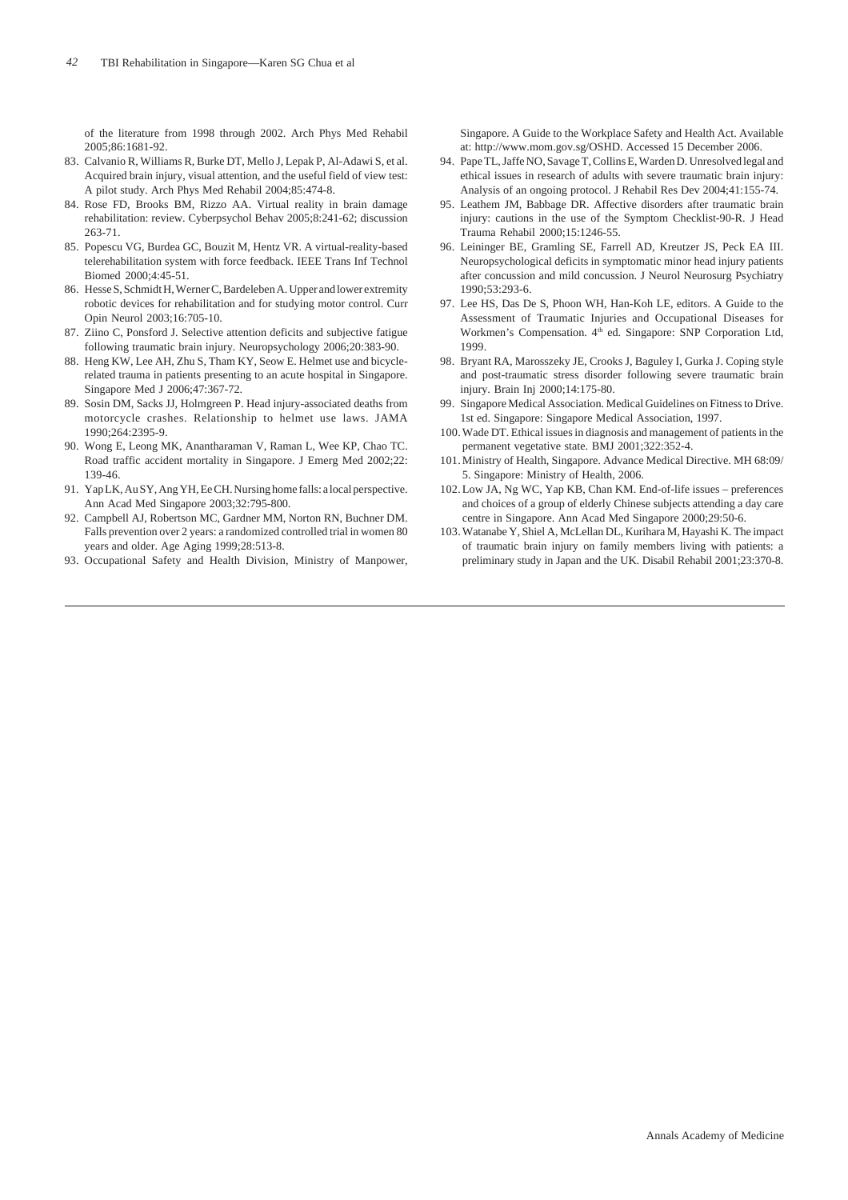of the literature from 1998 through 2002. Arch Phys Med Rehabil 2005;86:1681-92.

83. Calvanio R, Williams R, Burke DT, Mello J, Lepak P, Al-Adawi S, et al. Acquired brain injury, visual attention, and the useful field of view test: A pilot study. Arch Phys Med Rehabil 2004;85:474-8.
84. Rose FD, Brooks BM, Rizzo AA. Virtual reality in brain damage rehabilitation: review. Cyberpsychol Behav 2005;8:241-62; discussion 263-71.
85. Popescu VG, Burdea GC, Bouzit M, Hentz VR. A virtual-reality-based telerehabilitation system with force feedback. IEEE Trans Inf Technol Biomed 2000;4:45-51.
86. Hesse S, Schmidt H, Werner C, Bardeleben A. Upper and lower extremity robotic devices for rehabilitation and for studying motor control. Curr Opin Neurol 2003;16:705-10.
87. Ziino C, Ponsford J. Selective attention deficits and subjective fatigue following traumatic brain injury. Neuropsychology 2006;20:383-90.
88. Heng KW, Lee AH, Zhu S, Tham KY, Seow E. Helmet use and bicycle-related trauma in patients presenting to an acute hospital in Singapore. Singapore Med J 2006;47:367-72.
89. Sosin DM, Sacks JJ, Holmgreen P. Head injury-associated deaths from motorcycle crashes. Relationship to helmet use laws. JAMA 1990;264:2395-9.
90. Wong E, Leong MK, Anantharaman V, Raman L, Wee KP, Chao TC. Road traffic accident mortality in Singapore. J Emerg Med 2002;22:139-46.
91. Yap LK, Au SY, Ang YH, Ee CH. Nursing home falls: a local perspective. Ann Acad Med Singapore 2003;32:795-800.
92. Campbell AJ, Robertson MC, Gardner MM, Norton RN, Buchner DM. Falls prevention over 2 years: a randomized controlled trial in women 80 years and older. Age Aging 1999;28:513-8.
93. Occupational Safety and Health Division, Ministry of Manpower, Singapore. A Guide to the Workplace Safety and Health Act. Available at: http://www.mom.gov.sg/OSHD. Accessed 15 December 2006.
94. Pape TL, Jaffe NO, Savage T, Collins E, Warden D. Unresolved legal and ethical issues in research of adults with severe traumatic brain injury: Analysis of an ongoing protocol. J Rehabil Res Dev 2004;41:155-74.
95. Leathem JM, Babbage DR. Affective disorders after traumatic brain injury: cautions in the use of the Symptom Checklist-90-R. J Head Trauma Rehabil 2000;15:1246-55.
96. Leininger BE, Gramling SE, Farrell AD, Kreutzer JS, Peck EA III. Neuropsychological deficits in symptomatic minor head injury patients after concussion and mild concussion. J Neurol Neurosurg Psychiatry 1990;53:293-6.
97. Lee HS, Das De S, Phoon WH, Han-Koh LE, editors. A Guide to the Assessment of Traumatic Injuries and Occupational Diseases for Workmen's Compensation. 4th ed. Singapore: SNP Corporation Ltd, 1999.
98. Bryant RA, Marosszeky JE, Crooks J, Baguley I, Gurka J. Coping style and post-traumatic stress disorder following severe traumatic brain injury. Brain Inj 2000;14:175-80.
99. Singapore Medical Association. Medical Guidelines on Fitness to Drive. 1st ed. Singapore: Singapore Medical Association, 1997.
100. Wade DT. Ethical issues in diagnosis and management of patients in the permanent vegetative state. BMJ 2001;322:352-4.
101. Ministry of Health, Singapore. Advance Medical Directive. MH 68:09/5. Singapore: Ministry of Health, 2006.
102. Low JA, Ng WC, Yap KB, Chan KM. End-of-life issues – preferences and choices of a group of elderly Chinese subjects attending a day care centre in Singapore. Ann Acad Med Singapore 2000;29:50-6.
103. Watanabe Y, Shiel A, McLellan DL, Kurihara M, Hayashi K. The impact of traumatic brain injury on family members living with patients: a preliminary study in Japan and the UK. Disabil Rehabil 2001;23:370-8.